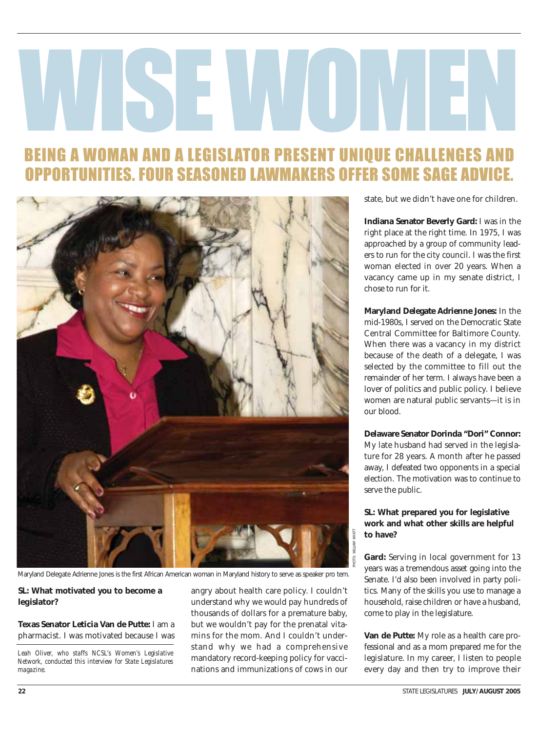# WISE WOMEN

## BEING A WOMAN AND A LEGISLATOR PRESENT UNIQUE CHALLENGES AND OPPORTUNITIES. FOUR SEASONED LAWMAKERS OFFER SOME SAGE ADVICE.

Maryland Delegate Adrienne Jones is the first African American woman in Maryland history to serve as speaker pro tem.

**SL: What motivated you to become a legislator?**

**Texas Senator Leticia Van de Putte:** I am a pharmacist. I was motivated because I was angry about health care policy. I couldn't understand why we would pay hundreds of thousands of dollars for a premature baby, but we wouldn't pay for the prenatal vitamins for the mom. And I couldn't understand why we had a comprehensive mandatory record-keeping policy for vaccinations and immunizations of cows in our state, but we didn't have one for children.

*Leah Oliver, who staffs NCSL's Women's Legislative Network, conducted this interview for State Legislatures magazine.*

**Indiana Senator Beverly Gard:** I was in the right place at the right time. In 1975, I was approached by a group of community leaders to run for the city council. I was the first woman elected in over 20 years. When a vacancy came up in my senate district, I chose to run for it.

**Maryland Delegate Adrienne Jones:** In the mid-1980s, I served on the Democratic State Central Committee for Baltimore County. When there was a vacancy in my district because of the death of a delegate, I was selected by the committee to fill out the remainder of her term. I always have been a lover of politics and public policy. I believe women are natural public servants—it is in our blood.

**Delaware Senator Dorinda "Dori" Connor:** My late husband had served in the legislature for 28 years. A month after he passed away, I defeated two opponents in a special election. The motivation was to continue to serve the public.

**SL: What prepared you for legislative work and what other skills are helpful to have?**

**Gard:** Serving in local government for 13 years was a tremendous asset going into the Senate. I'd also been involved in party politics. Many of the skills you use to manage a household, raise children or have a husband, come to play in the legislature.

**Van de Putte:** My role as a health care professional and as a mom prepared me for the legislature. In my career, I listen to people every day and then try to improve their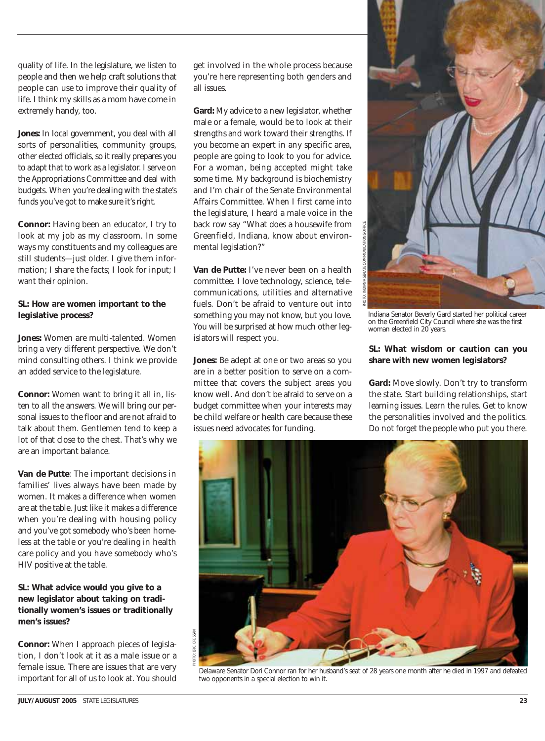quality of life. In the legislature, we listen to people and then we help craft solutions that people can use to improve their quality of life. I think my skills as a mom have come in extremely handy, too.

**Jones:** In local government, you deal with all sorts of personalities, community groups, other elected officials, so it really prepares you to adapt that to work as a legislator. I serve on the Appropriations Committee and deal with budgets. When you're dealing with the state's funds you've got to make sure it's right.

**Connor:** Having been an educator, I try to look at my job as my classroom. In some ways my constituents and my colleagues are still students—just older. I give them information; I share the facts; I look for input; I want their opinion.

**SL: How are women important to the legislative process?**

**Jones:** Women are multi-talented. Women bring a very different perspective. We don't mind consulting others. I think we provide an added service to the legislature.

**Connor:** Women want to bring it all in, listen to all the answers. We will bring our personal issues to the floor and are not afraid to talk about them. Gentlemen tend to keep a lot of that close to the chest. That's why we are an important balance.

**Van de Putte**: The important decisions in families' lives always have been made by women. It makes a difference when women are at the table. Just like it makes a difference when you're dealing with housing policy and you've got somebody who's been homeless at the table or you're dealing in health care policy and you have somebody who's HIV positive at the table.

**SL: What advice would you give to a new legislator about taking on traditionally women's issues or traditionally men's issues?**

**Connor:** When I approach pieces of legislation, I don't look at it as a male issue or a female issue. There are issues that are very important for all of us to look at. You should get involved in the whole process because you're here representing both genders and all issues.

**Gard:** My advice to a new legislator, whether male or a female, would be to look at their strengths and work toward their strengths. If you become an expert in any specific area, people are going to look to you for advice. For a woman, being accepted might take some time. My background is biochemistry and I'm chair of the Senate Environmental Affairs Committee. When I first came into the legislature, I heard a male voice in the back row say "What does a housewife from Greenfield, Indiana, know about environmental legislation?"

**Van de Putte:** I've never been on a health committee. I love technology, science, telecommunications, utilities and alternative fuels. Don't be afraid to venture out into something you may not know, but you love. You will be surprised at how much other legislators will respect you.

**Jones:** Be adept at one or two areas so you are in a better position to serve on a committee that covers the subject areas you know well. And don't be afraid to serve on a budget committee when your interests may be child welfare or health care because these issues need advocates for funding.

PHOTO: INDIANA SENATE COMMUNICATIONS OFFICE

Indiana Senator Beverly Gard started her political career on the Greenfield City Council where she was the first woman elected in 20 years.

**SL: What wisdom or caution can you share with new women legislators?**

**Gard:** Move slowly. Don't try to transform the state. Start building relationships, start learning issues. Learn the rules. Get to know the personalities involved and the politics. Do not forget the people who put you there.

PHOTO: ERIC CROSSAN

Delaware Senator Dori Connor ran for her husband's seat of 28 years one month after he died in 1997 and defeated two opponents in a special election to win it.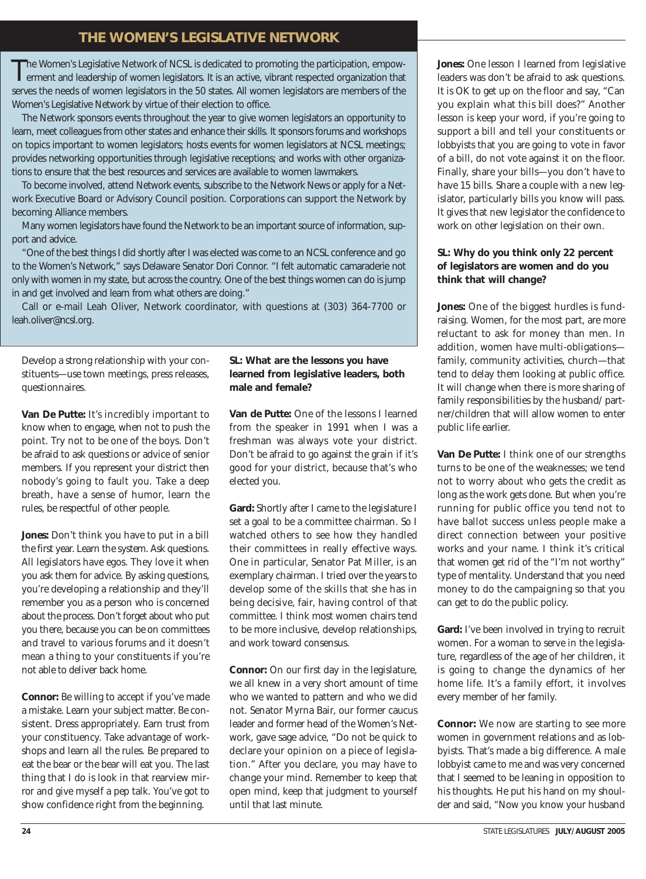## THE WOMEN'S LEGISLATIVE NETWORK

The Women's Legislative Network of NCSL is dedicated to promoting the participation, empowerment and leadership of women legislators. It is an active, vibrant respected organization that serves the needs of women legislators in the 50 states. All women legislators are members of the Women's Legislative Network by virtue of their election to office.

The Network sponsors events throughout the year to give women legislators an opportunity to learn, meet colleagues from other states and enhance their skills. It sponsors forums and workshops on topics important to women legislators; hosts events for women legislators at NCSL meetings; provides networking opportunities through legislative receptions; and works with other organizations to ensure that the best resources and services are available to women lawmakers.

To become involved, attend Network events, subscribe to the Network News or apply for a Network Executive Board or Advisory Council position. Corporations can support the Network by becoming Alliance members.

Many women legislators have found the Network to be an important source of information, support and advice.

"One of the best things I did shortly after I was elected was come to an NCSL conference and go to the Women's Network," says Delaware Senator Dori Connor. "I felt automatic camaraderie not only with women in my state, but across the country. One of the best things women can do is jump in and get involved and learn from what others are doing."

Call or e-mail Leah Oliver, Network coordinator, with questions at (303) 364-7700 or leah.oliver@ncsl.org.

Develop a strong relationship with your constituents—use town meetings, press releases, questionnaires.

**Van De Putte:** It's incredibly important to know when to engage, when not to push the point. Try not to be one of the boys. Don't be afraid to ask questions or advice of senior members. If you represent your district then nobody's going to fault you. Take a deep breath, have a sense of humor, learn the rules, be respectful of other people.

**Jones:** Don't think you have to put in a bill the first year. Learn the system. Ask questions. All legislators have egos. They love it when you ask them for advice. By asking questions, you're developing a relationship and they'll remember you as a person who is concerned about the process. Don't forget about who put you there, because you can be on committees and travel to various forums and it doesn't mean a thing to your constituents if you're not able to deliver back home.

**Connor:** Be willing to accept if you've made a mistake. Learn your subject matter. Be consistent. Dress appropriately. Earn trust from your constituency. Take advantage of workshops and learn all the rules. Be prepared to eat the bear or the bear will eat you. The last thing that I do is look in that rearview mirror and give myself a pep talk. You've got to show confidence right from the beginning.

**SL: What are the lessons you have learned from legislative leaders, both male and female?**

**Van de Putte:** One of the lessons I learned from the speaker in 1991 when I was a freshman was always vote your district. Don't be afraid to go against the grain if it's good for your district, because that's who elected you.

**Gard:** Shortly after I came to the legislature I set a goal to be a committee chairman. So I watched others to see how they handled their committees in really effective ways. One in particular, Senator Pat Miller, is an exemplary chairman. I tried over the years to develop some of the skills that she has in being decisive, fair, having control of that committee. I think most women chairs tend to be more inclusive, develop relationships, and work toward consensus.

**Connor:** On our first day in the legislature, we all knew in a very short amount of time who we wanted to pattern and who we did not. Senator Myrna Bair, our former caucus leader and former head of the Women's Network, gave sage advice, "Do not be quick to declare your opinion on a piece of legislation." After you declare, you may have to change your mind. Remember to keep that open mind, keep that judgment to yourself until that last minute.

**Jones:** One lesson I learned from legislative leaders was don't be afraid to ask questions. It is OK to get up on the floor and say, "Can you explain what this bill does?" Another lesson is keep your word, if you're going to support a bill and tell your constituents or lobbyists that you are going to vote in favor of a bill, do not vote against it on the floor. Finally, share your bills—you don't have to have 15 bills. Share a couple with a new legislator, particularly bills you know will pass. It gives that new legislator the confidence to work on other legislation on their own.

**SL: Why do you think only 22 percent of legislators are women and do you think that will change?**

**Jones:** One of the biggest hurdles is fundraising. Women, for the most part, are more reluctant to ask for money than men. In addition, women have multi-obligations—family, community activities, church—that tend to delay them looking at public office. It will change when there is more sharing of family responsibilities by the husband/partner/children that will allow women to enter public life earlier.

**Van De Putte:** I think one of our strengths turns to be one of the weaknesses; we tend not to worry about who gets the credit as long as the work gets done. But when you're running for public office you tend not to have ballot success unless people make a direct connection between your positive works and your name. I think it's critical that women get rid of the "I'm not worthy" type of mentality. Understand that you need money to do the campaigning so that you can get to do the public policy.

**Gard:** I've been involved in trying to recruit women. For a woman to serve in the legislature, regardless of the age of her children, it is going to change the dynamics of her home life. It's a family effort, it involves every member of her family.

**Connor:** We now are starting to see more women in government relations and as lobbyists. That's made a big difference. A male lobbyist came to me and was very concerned that I seemed to be leaning in opposition to his thoughts. He put his hand on my shoulder and said, "Now you know your husband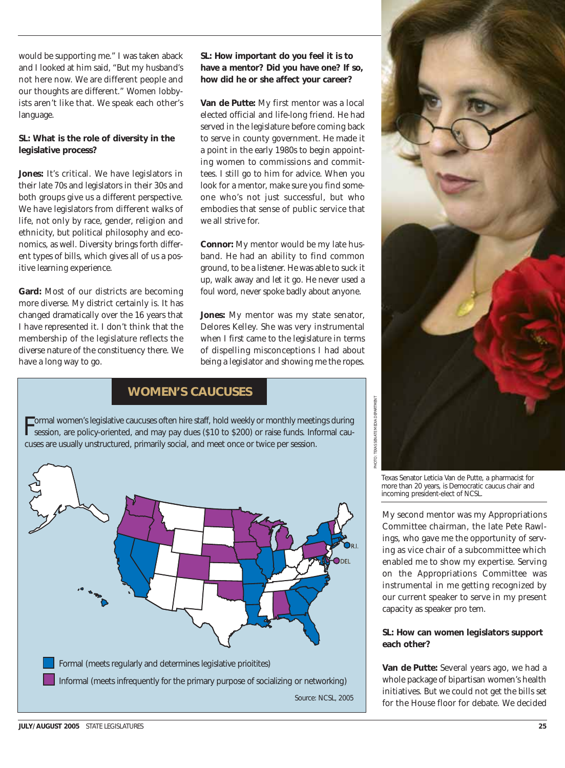would be supporting me." I was taken aback and I looked at him said, "But my husband's not here now. We are different people and our thoughts are different." Women lobbyists aren't like that. We speak each other's language.

**SL: What is the role of diversity in the legislative process?**

**Jones:** It's critical. We have legislators in their late 70s and legislators in their 30s and both groups give us a different perspective. We have legislators from different walks of life, not only by race, gender, religion and ethnicity, but political philosophy and economics, as well. Diversity brings forth different types of bills, which gives all of us a positive learning experience.

**Gard:** Most of our districts are becoming more diverse. My district certainly is. It has changed dramatically over the 16 years that I have represented it. I don't think that the membership of the legislature reflects the diverse nature of the constituency there. We have a long way to go.

**SL: How important do you feel it is to have a mentor? Did you have one? If so, how did he or she affect your career?**

**Van de Putte:** My first mentor was a local elected official and life-long friend. He had served in the legislature before coming back to serve in county government. He made it a point in the early 1980s to begin appointing women to commissions and committees. I still go to him for advice. When you look for a mentor, make sure you find someone who's not just successful, but who embodies that sense of public service that we all strive for.

**Connor:** My mentor would be my late husband. He had an ability to find common ground, to be a listener. He was able to suck it up, walk away and let it go. He never used a foul word, never spoke badly about anyone.

**Jones:** My mentor was my state senator, Delores Kelley. She was very instrumental when I first came to the legislature in terms of dispelling misconceptions I had about being a legislator and showing me the ropes.

## WOMEN'S CAUCUSES

Formal women's legislative caucuses often hire staff, hold weekly or monthly meetings during session, are policy-oriented, and may pay dues ($10 to $200) or raise funds. Informal caucuses are usually unstructured, primarily social, and meet once or twice per session.

R.I.
DEL

Formal (meets regularly and determines legislative prioitites)

Informal (meets infrequently for the primary purpose of socializing or networking)

Source: NCSL, 2005

PHOTO: TEXAS SENATE MEDIA DEPARTMENT

Texas Senator Leticia Van de Putte, a pharmacist for more than 20 years, is Democratic caucus chair and incoming president-elect of NCSL.

My second mentor was my Appropriations Committee chairman, the late Pete Rawlings, who gave me the opportunity of serving as vice chair of a subcommittee which enabled me to show my expertise. Serving on the Appropriations Committee was instrumental in me getting recognized by our current speaker to serve in my present capacity as speaker pro tem.

**SL: How can women legislators support each other?**

**Van de Putte:** Several years ago, we had a whole package of bipartisan women's health initiatives. But we could not get the bills set for the House floor for debate. We decided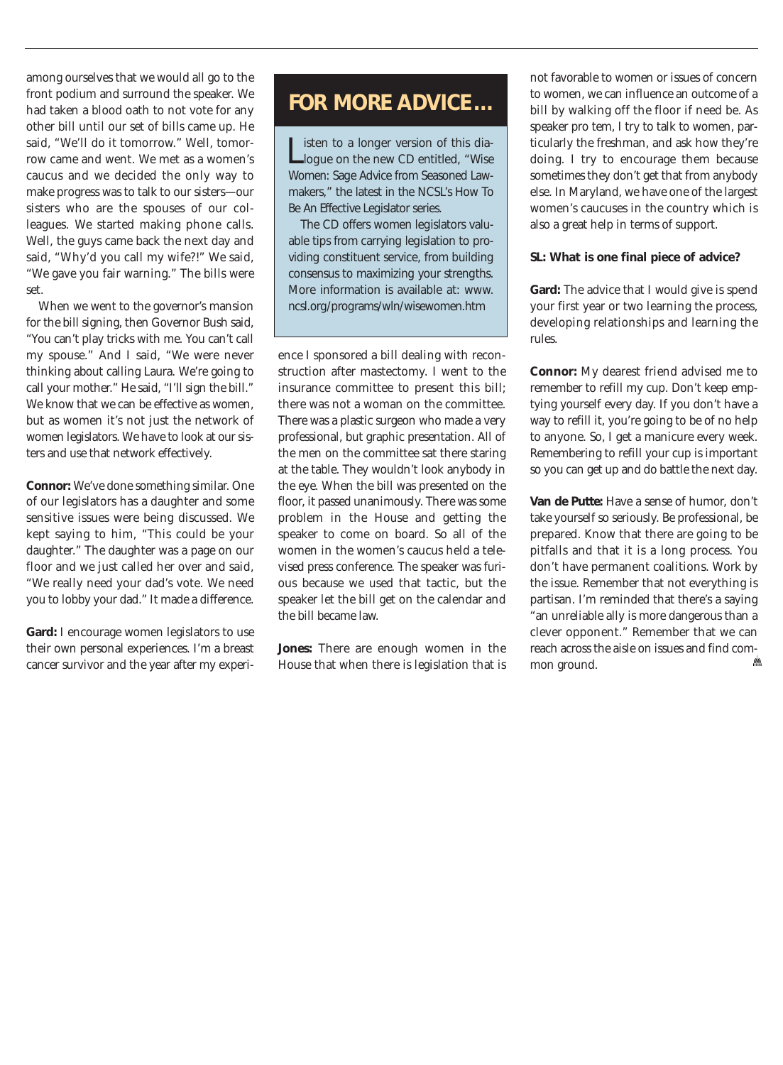among ourselves that we would all go to the front podium and surround the speaker. We had taken a blood oath to not vote for any other bill until our set of bills came up. He said, "We'll do it tomorrow." Well, tomorrow came and went. We met as a women's caucus and we decided the only way to make progress was to talk to our sisters—our sisters who are the spouses of our colleagues. We started making phone calls. Well, the guys came back the next day and said, "Why'd you call my wife?!" We said, "We gave you fair warning." The bills were set.

When we went to the governor's mansion for the bill signing, then Governor Bush said, "You can't play tricks with me. You can't call my spouse." And I said, "We were never thinking about calling Laura. We're going to call your mother." He said, "I'll sign the bill." We know that we can be effective as women, but as women it's not just the network of women legislators. We have to look at our sisters and use that network effectively.

**Connor:** We've done something similar. One of our legislators has a daughter and some sensitive issues were being discussed. We kept saying to him, "This could be your daughter." The daughter was a page on our floor and we just called her over and said, "We really need your dad's vote. We need you to lobby your dad." It made a difference.

**Gard:** I encourage women legislators to use their own personal experiences. I'm a breast cancer survivor and the year after my experience I sponsored a bill dealing with reconstruction after mastectomy. I went to the insurance committee to present this bill; there was not a woman on the committee. There was a plastic surgeon who made a very professional, but graphic presentation. All of the men on the committee sat there staring at the table. They wouldn't look anybody in the eye. When the bill was presented on the floor, it passed unanimously. There was some problem in the House and getting the speaker to come on board. So all of the women in the women's caucus held a televised press conference. The speaker was furious because we used that tactic, but the speaker let the bill get on the calendar and the bill became law.

**Jones:** There are enough women in the House that when there is legislation that is not favorable to women or issues of concern to women, we can influence an outcome of a bill by walking off the floor if need be. As speaker pro tem, I try to talk to women, particularly the freshman, and ask how they're doing. I try to encourage them because sometimes they don't get that from anybody else. In Maryland, we have one of the largest women's caucuses in the country which is also a great help in terms of support.

**SL: What is one final piece of advice?**

**Gard:** The advice that I would give is spend your first year or two learning the process, developing relationships and learning the rules.

**Connor:** My dearest friend advised me to remember to refill my cup. Don't keep emptying yourself every day. If you don't have a way to refill it, you're going to be of no help to anyone. So, I get a manicure every week. Remembering to refill your cup is important so you can get up and do battle the next day.

**Van de Putte:** Have a sense of humor, don't take yourself so seriously. Be professional, be prepared. Know that there are going to be pitfalls and that it is a long process. You don't have permanent coalitions. Work by the issue. Remember that not everything is partisan. I'm reminded that there's a saying "an unreliable ally is more dangerous than a clever opponent." Remember that we can reach across the aisle on issues and find common ground.

## FOR MORE ADVICE…

Listen to a longer version of this dialogue on the new CD entitled, "Wise Women: Sage Advice from Seasoned Lawmakers," the latest in the NCSL's How To Be An Effective Legislator series.

The CD offers women legislators valuable tips from carrying legislation to providing constituent service, from building consensus to maximizing your strengths. More information is available at: www.ncsl.org/programs/wln/wisewomen.htm